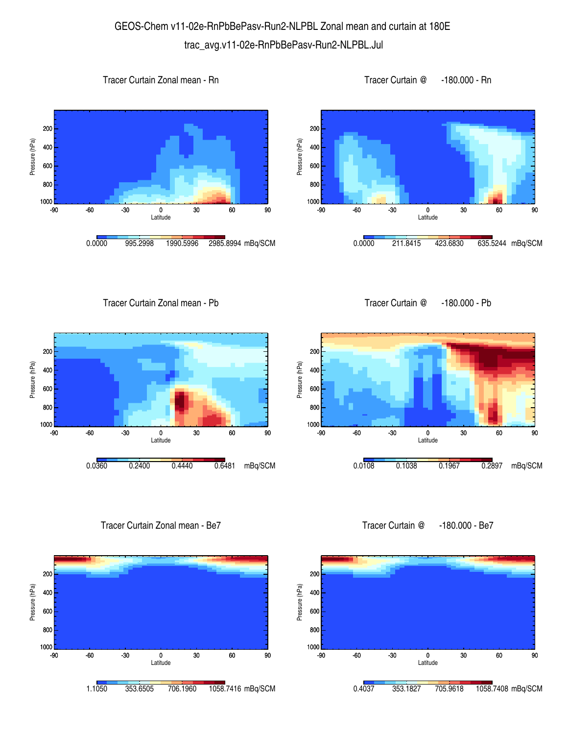# GEOS-Chem v11-02e-RnPbBePasv-Run2-NLPBL Zonal mean and curtain at 180E

trac_avg.v11-02e-RnPbBePasv-Run2-NLPBL.Jul

### Tracer Curtain Zonal mean - Rn

Pressure (hPa): 200, 400, 600, 800, 1000

Latitude: -90, -60, -30, 0, 30, 60, 90

0.0000 995.2998 1990.5996 2985.8994 mBq/SCM

### Tracer Curtain @ -180.000 - Rn

Pressure (hPa): 200, 400, 600, 800, 1000

Latitude: -90, -60, -30, 0, 30, 60, 90

0.0000 211.8415 423.6830 635.5244 mBq/SCM

### Tracer Curtain Zonal mean - Pb

Pressure (hPa): 200, 400, 600, 800, 1000

Latitude: -90, -60, -30, 0, 30, 60, 90

0.0360 0.2400 0.4440 0.6481 mBq/SCM

### Tracer Curtain @ -180.000 - Pb

Pressure (hPa): 200, 400, 600, 800, 1000

Latitude: -90, -60, -30, 0, 30, 60, 90

0.0108 0.1038 0.1967 0.2897 mBq/SCM

### Tracer Curtain Zonal mean - Be7

Pressure (hPa): 200, 400, 600, 800, 1000

Latitude: -90, -60, -30, 0, 30, 60, 90

1.1050 353.6505 706.1960 1058.7416 mBq/SCM

### Tracer Curtain @ -180.000 - Be7

Pressure (hPa): 200, 400, 600, 800, 1000

Latitude: -90, -60, -30, 0, 30, 60, 90

0.4037 353.1827 705.9618 1058.7408 mBq/SCM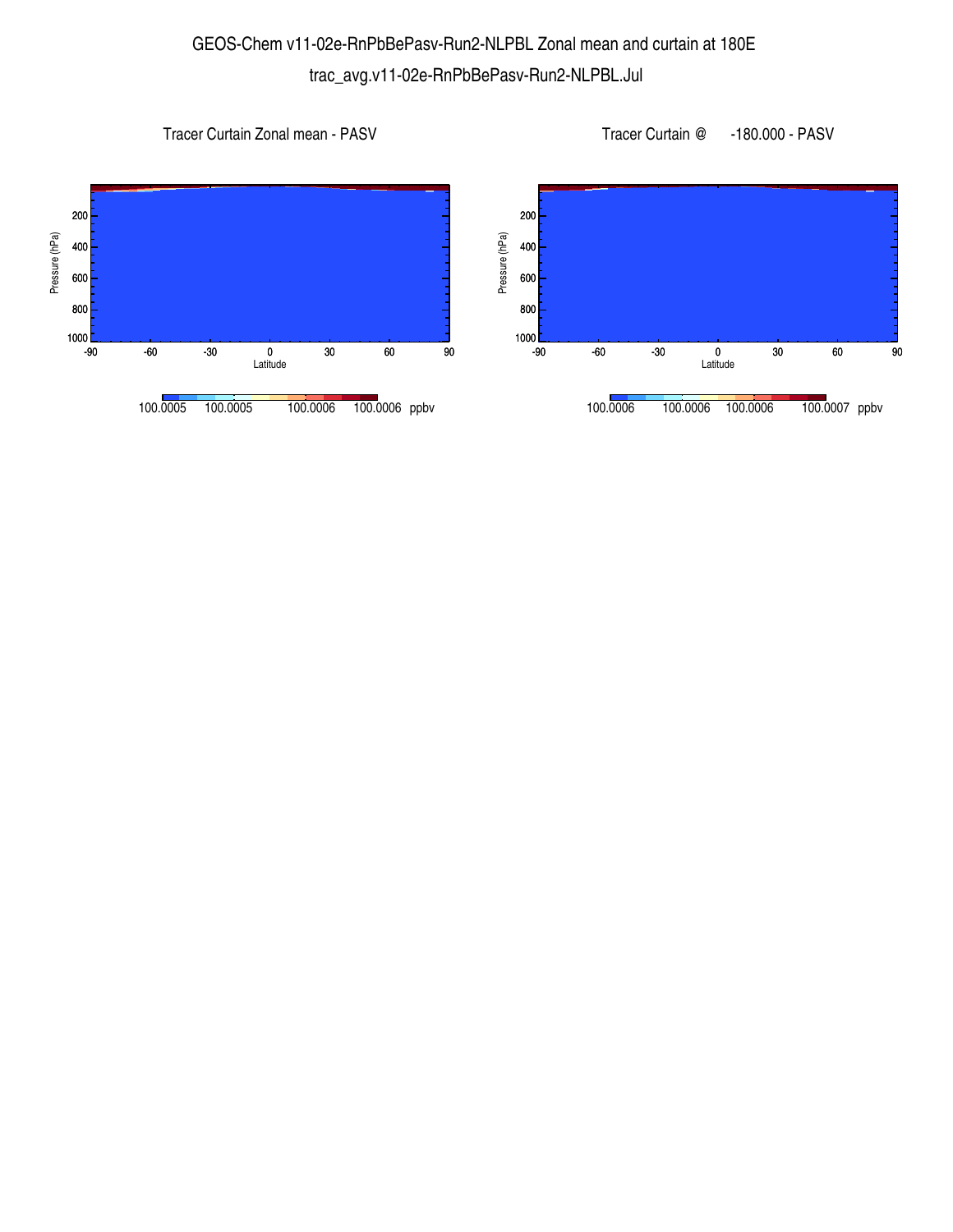GEOS-Chem v11-02e-RnPbBePasv-Run2-NLPBL Zonal mean and curtain at 180E

trac_avg.v11-02e-RnPbBePasv-Run2-NLPBL.Jul

Tracer Curtain Zonal mean - PASV

Pressure (hPa)

200
400
600
800
1000

-90 -60 -30 0 30 60 90

Latitude

100.0005 100.0005 100.0006 100.0006 ppbv

Tracer Curtain @ -180.000 - PASV

Pressure (hPa)

200
400
600
800
1000

-90 -60 -30 0 30 60 90

Latitude

100.0006 100.0006 100.0006 100.0007 ppbv